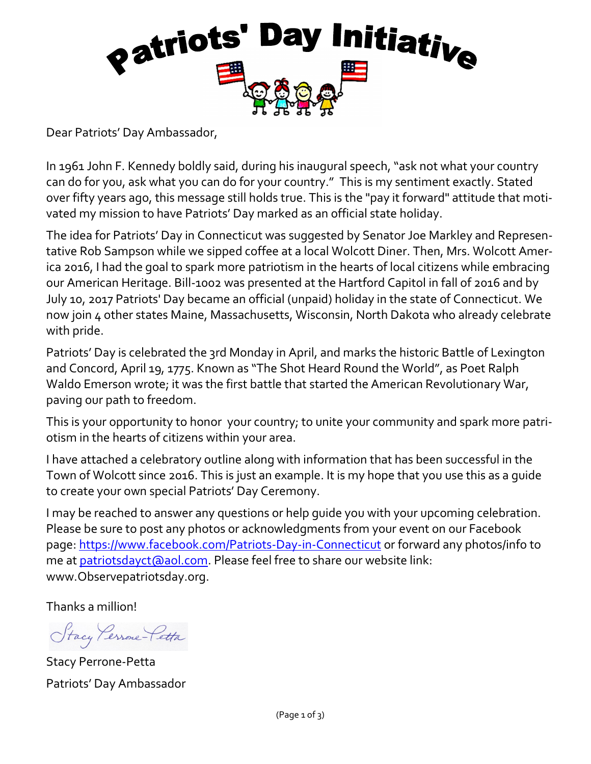# Patriots' Day Initiative

Dear Patriots' Day Ambassador,

In 1961 John F. Kennedy boldly said, during his inaugural speech, "ask not what your country can do for you, ask what you can do for your country." This is my sentiment exactly. Stated over fifty years ago, this message still holds true. This is the "pay it forward" attitude that motivated my mission to have Patriots' Day marked as an official state holiday.

The idea for Patriots' Day in Connecticut was suggested by Senator Joe Markley and Representative Rob Sampson while we sipped coffee at a local Wolcott Diner. Then, Mrs. Wolcott America 2016, I had the goal to spark more patriotism in the hearts of local citizens while embracing our American Heritage. Bill-1002 was presented at the Hartford Capitol in fall of 2016 and by July 10, 2017 Patriots' Day became an official (unpaid) holiday in the state of Connecticut. We now join 4 other states Maine, Massachusetts, Wisconsin, North Dakota who already celebrate with pride.

Patriots' Day is celebrated the 3rd Monday in April, and marks the historic Battle of Lexington and Concord, April 19, 1775. Known as "The Shot Heard Round the World", as Poet Ralph Waldo Emerson wrote; it was the first battle that started the American Revolutionary War, paving our path to freedom.

This is your opportunity to honor your country; to unite your community and spark more patriotism in the hearts of citizens within your area.

I have attached a celebratory outline along with information that has been successful in the Town of Wolcott since 2016. This is just an example. It is my hope that you use this as a guide to create your own special Patriots' Day Ceremony.

I may be reached to answer any questions or help guide you with your upcoming celebration. Please be sure to post any photos or acknowledgments from your event on our Facebook page: [https://www.facebook.com/Patriots-Day-in-Connecticut](https://www.facebook.com/Patriots-Day-in-Connecticut) or forward any photos/info to me at [patriotsdayct@aol.com](mailto:patriotsdayct@aol.com). Please feel free to share our website link: www.Observepatriotsday.org.

Thanks a million!

Stacy Perrone-Petta

Stacy Perrone-Petta
Patriots' Day Ambassador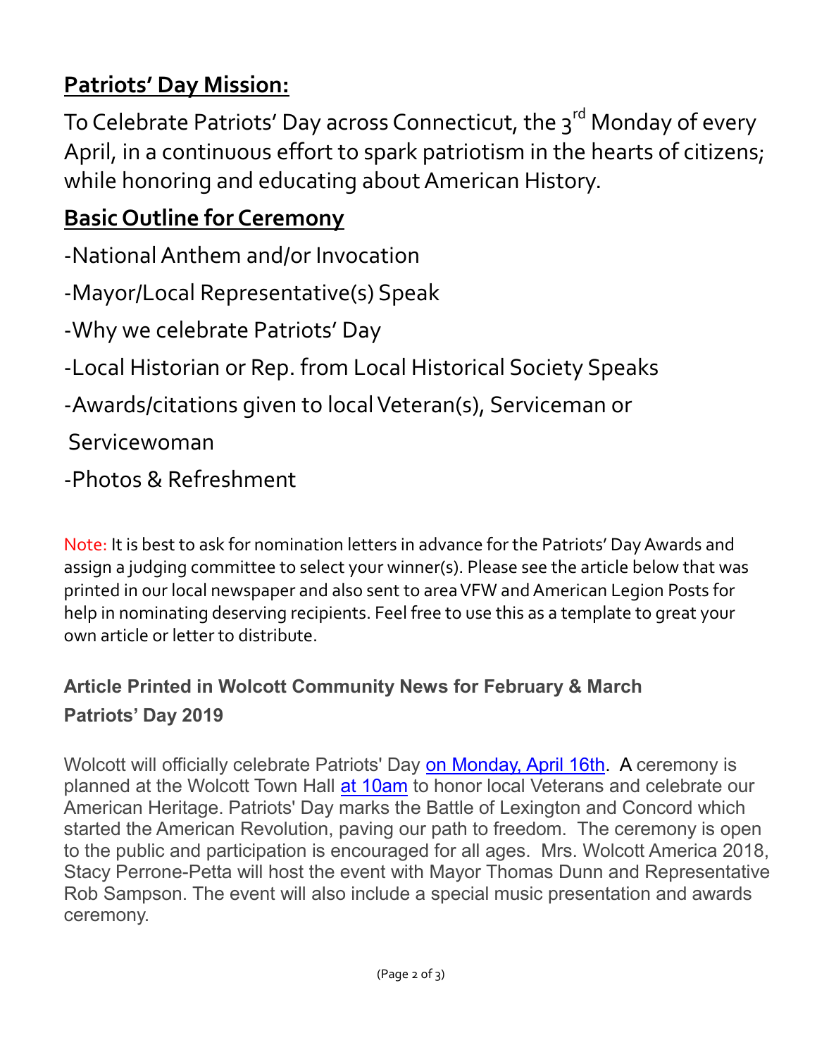## **Patriots' Day Mission:**

To Celebrate Patriots' Day across Connecticut, the 3rd Monday of every April, in a continuous effort to spark patriotism in the hearts of citizens; while honoring and educating about American History.

## **Basic Outline for Ceremony**

-National Anthem and/or Invocation

-Mayor/Local Representative(s) Speak

-Why we celebrate Patriots' Day

-Local Historian or Rep. from Local Historical Society Speaks

-Awards/citations given to local Veteran(s), Serviceman or Servicewoman

-Photos & Refreshment

Note: It is best to ask for nomination letters in advance for the Patriots' Day Awards and assign a judging committee to select your winner(s). Please see the article below that was printed in our local newspaper and also sent to area VFW and American Legion Posts for help in nominating deserving recipients. Feel free to use this as a template to great your own article or letter to distribute.

### **Article Printed in Wolcott Community News for February & March**

### **Patriots' Day 2019**

Wolcott will officially celebrate Patriots' Day on Monday, April 16th. A ceremony is planned at the Wolcott Town Hall at 10am to honor local Veterans and celebrate our American Heritage. Patriots' Day marks the Battle of Lexington and Concord which started the American Revolution, paving our path to freedom. The ceremony is open to the public and participation is encouraged for all ages. Mrs. Wolcott America 2018, Stacy Perrone-Petta will host the event with Mayor Thomas Dunn and Representative Rob Sampson. The event will also include a special music presentation and awards ceremony.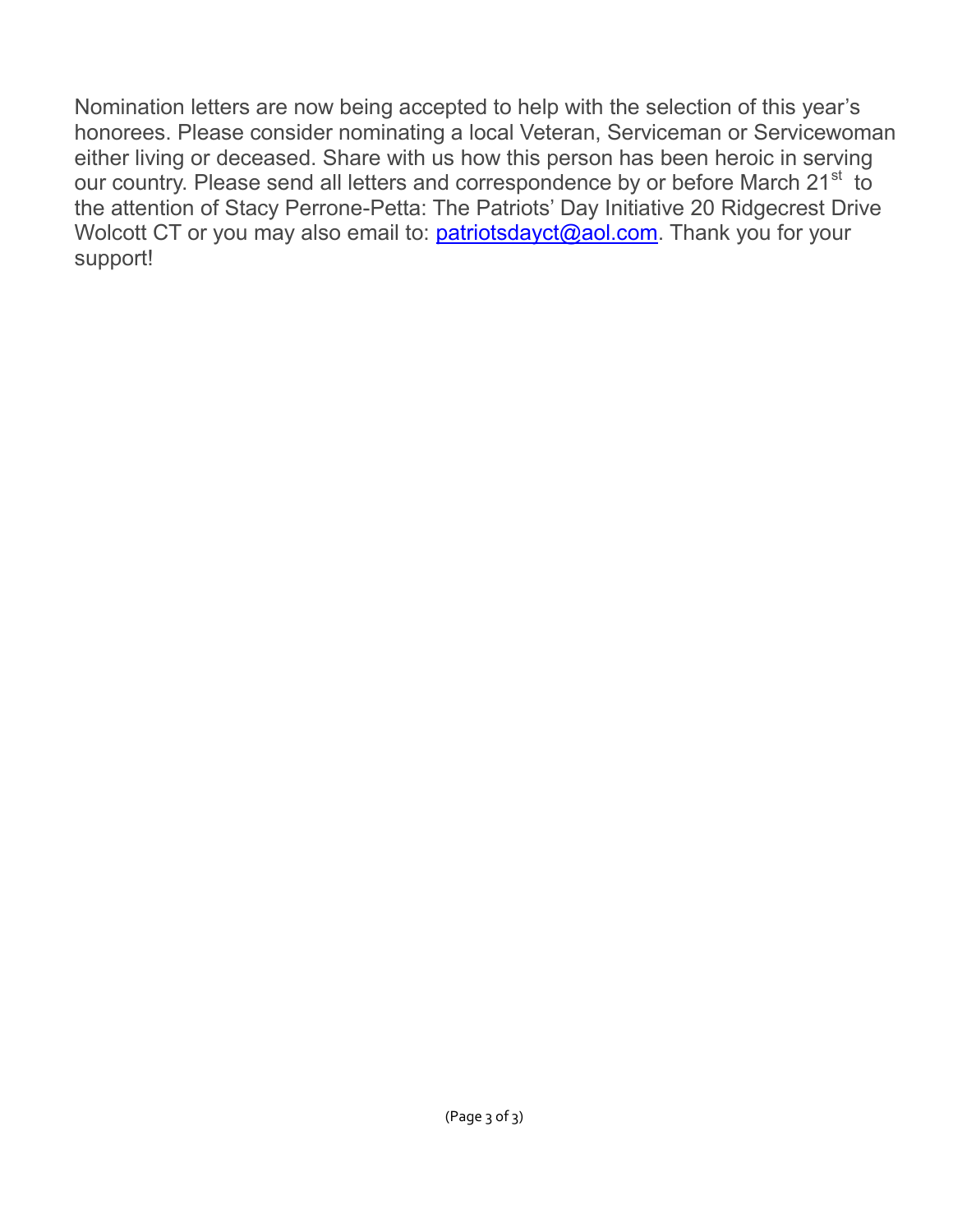Nomination letters are now being accepted to help with the selection of this year's honorees. Please consider nominating a local Veteran, Serviceman or Servicewoman either living or deceased. Share with us how this person has been heroic in serving our country. Please send all letters and correspondence by or before March 21st to the attention of Stacy Perrone-Petta: The Patriots' Day Initiative 20 Ridgecrest Drive Wolcott CT or you may also email to: patriotsdayct@aol.com. Thank you for your support!